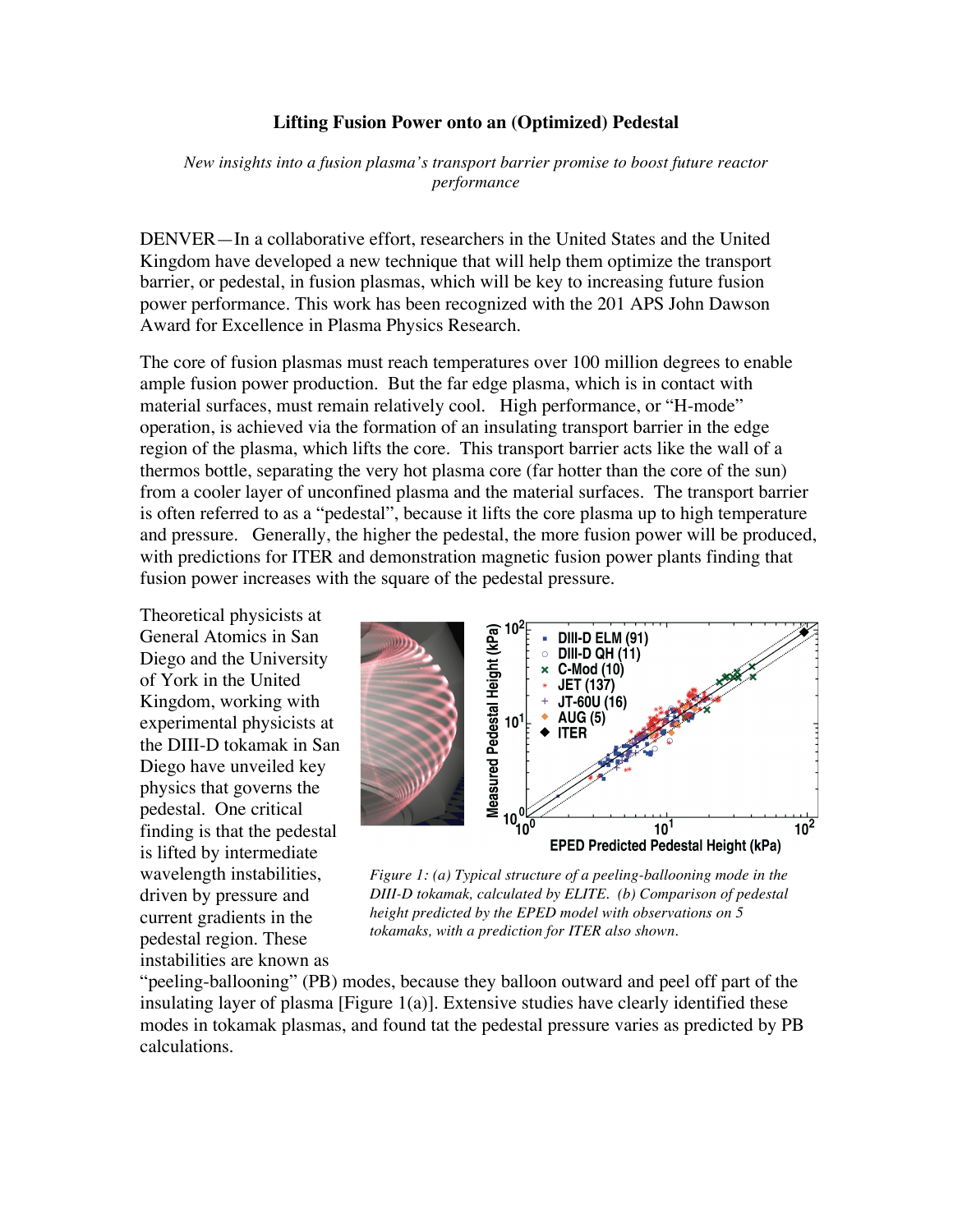# Lifting Fusion Power onto an (Optimized) Pedestal

*New insights into a fusion plasma's transport barrier promise to boost future reactor performance*

DENVER—In a collaborative effort, researchers in the United States and the United Kingdom have developed a new technique that will help them optimize the transport barrier, or pedestal, in fusion plasmas, which will be key to increasing future fusion power performance. This work has been recognized with the 201 APS John Dawson Award for Excellence in Plasma Physics Research.

The core of fusion plasmas must reach temperatures over 100 million degrees to enable ample fusion power production. But the far edge plasma, which is in contact with material surfaces, must remain relatively cool. High performance, or "H-mode" operation, is achieved via the formation of an insulating transport barrier in the edge region of the plasma, which lifts the core. This transport barrier acts like the wall of a thermos bottle, separating the very hot plasma core (far hotter than the core of the sun) from a cooler layer of unconfined plasma and the material surfaces. The transport barrier is often referred to as a "pedestal", because it lifts the core plasma up to high temperature and pressure. Generally, the higher the pedestal, the more fusion power will be produced, with predictions for ITER and demonstration magnetic fusion power plants finding that fusion power increases with the square of the pedestal pressure.

Theoretical physicists at General Atomics in San Diego and the University of York in the United Kingdom, working with experimental physicists at the DIII-D tokamak in San Diego have unveiled key physics that governs the pedestal. One critical finding is that the pedestal is lifted by intermediate wavelength instabilities, driven by pressure and current gradients in the pedestal region. These instabilities are known as "peeling-ballooning" (PB) modes, because they balloon outward and peel off part of the insulating layer of plasma [Figure 1(a)]. Extensive studies have clearly identified these modes in tokamak plasmas, and found tat the pedestal pressure varies as predicted by PB calculations.

*Figure 1: (a) Typical structure of a peeling-ballooning mode in the DIII-D tokamak, calculated by ELITE. (b) Comparison of pedestal height predicted by the EPED model with observations on 5 tokamaks, with a prediction for ITER also shown.*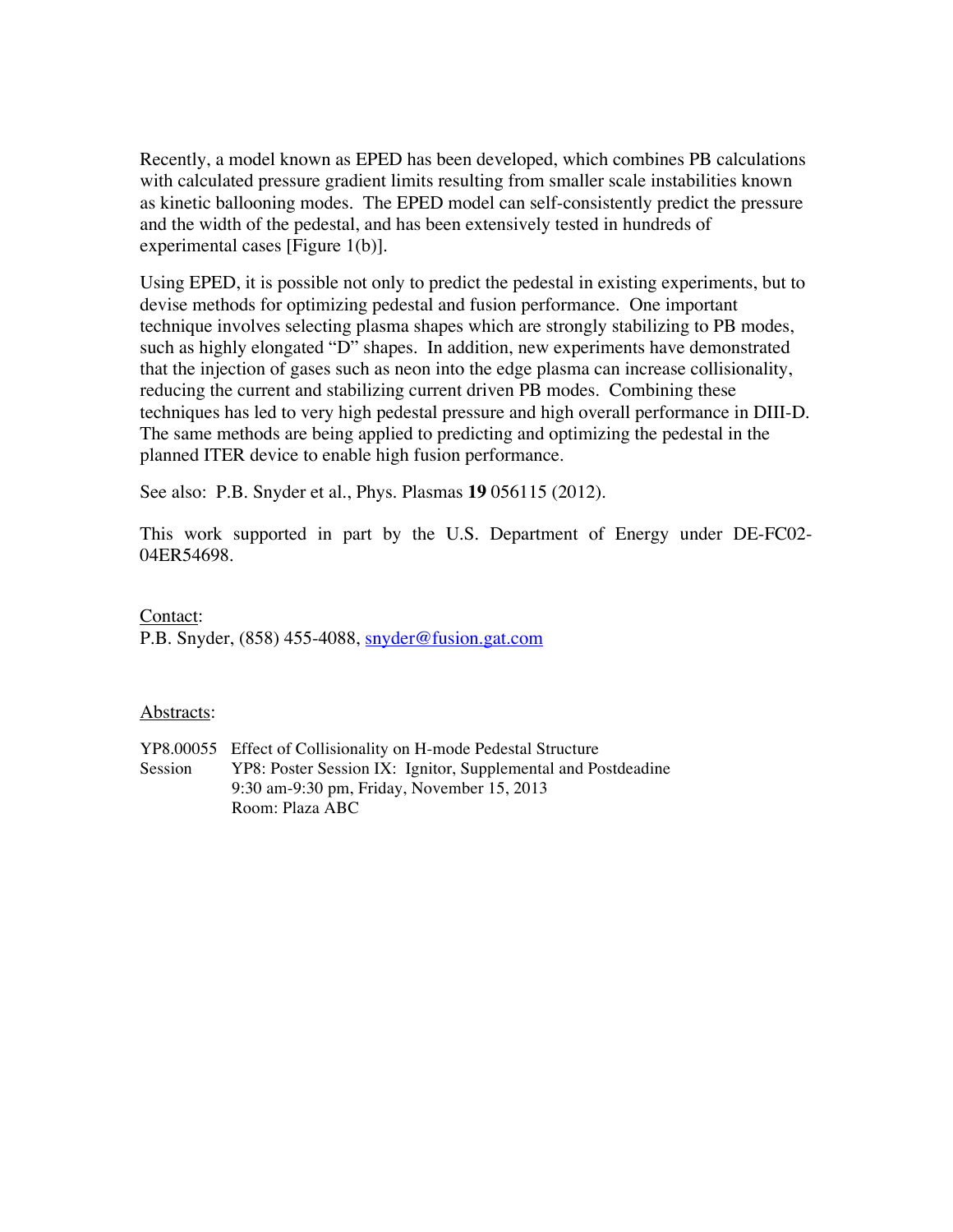Recently, a model known as EPED has been developed, which combines PB calculations with calculated pressure gradient limits resulting from smaller scale instabilities known as kinetic ballooning modes. The EPED model can self-consistently predict the pressure and the width of the pedestal, and has been extensively tested in hundreds of experimental cases [Figure 1(b)].

Using EPED, it is possible not only to predict the pedestal in existing experiments, but to devise methods for optimizing pedestal and fusion performance. One important technique involves selecting plasma shapes which are strongly stabilizing to PB modes, such as highly elongated "D" shapes. In addition, new experiments have demonstrated that the injection of gases such as neon into the edge plasma can increase collisionality, reducing the current and stabilizing current driven PB modes. Combining these techniques has led to very high pedestal pressure and high overall performance in DIII-D. The same methods are being applied to predicting and optimizing the pedestal in the planned ITER device to enable high fusion performance.

See also: P.B. Snyder et al., Phys. Plasmas **19** 056115 (2012).

This work supported in part by the U.S. Department of Energy under DE-FC02-04ER54698.

Contact:
P.B. Snyder, (858) 455-4088, snyder@fusion.gat.com

Abstracts:

| | |
|---|---|
| YP8.00055 | Effect of Collisionality on H-mode Pedestal Structure |
| Session | YP8: Poster Session IX: Ignitor, Supplemental and Postdeadine |
| | 9:30 am-9:30 pm, Friday, November 15, 2013 |
| | Room: Plaza ABC |